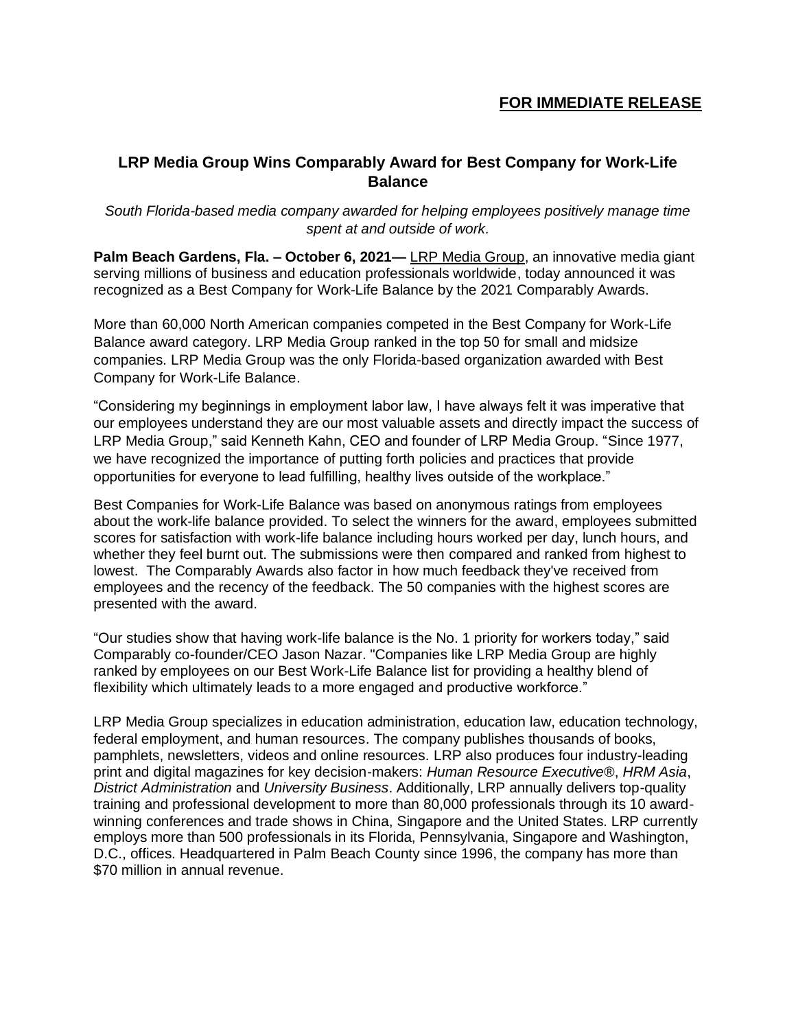**FOR IMMEDIATE RELEASE**

## LRP Media Group Wins Comparably Award for Best Company for Work-Life Balance

*South Florida-based media company awarded for helping employees positively manage time spent at and outside of work.*

**Palm Beach Gardens, Fla. – October 6, 2021—** LRP Media Group, an innovative media giant serving millions of business and education professionals worldwide, today announced it was recognized as a Best Company for Work-Life Balance by the 2021 Comparably Awards.

More than 60,000 North American companies competed in the Best Company for Work-Life Balance award category. LRP Media Group ranked in the top 50 for small and midsize companies. LRP Media Group was the only Florida-based organization awarded with Best Company for Work-Life Balance.

"Considering my beginnings in employment labor law, I have always felt it was imperative that our employees understand they are our most valuable assets and directly impact the success of LRP Media Group," said Kenneth Kahn, CEO and founder of LRP Media Group. "Since 1977, we have recognized the importance of putting forth policies and practices that provide opportunities for everyone to lead fulfilling, healthy lives outside of the workplace."

Best Companies for Work-Life Balance was based on anonymous ratings from employees about the work-life balance provided. To select the winners for the award, employees submitted scores for satisfaction with work-life balance including hours worked per day, lunch hours, and whether they feel burnt out. The submissions were then compared and ranked from highest to lowest. The Comparably Awards also factor in how much feedback they've received from employees and the recency of the feedback. The 50 companies with the highest scores are presented with the award.

"Our studies show that having work-life balance is the No. 1 priority for workers today," said Comparably co-founder/CEO Jason Nazar. "Companies like LRP Media Group are highly ranked by employees on our Best Work-Life Balance list for providing a healthy blend of flexibility which ultimately leads to a more engaged and productive workforce."

LRP Media Group specializes in education administration, education law, education technology, federal employment, and human resources. The company publishes thousands of books, pamphlets, newsletters, videos and online resources. LRP also produces four industry-leading print and digital magazines for key decision-makers: *Human Resource Executive®*, *HRM Asia*, *District Administration* and *University Business*. Additionally, LRP annually delivers top-quality training and professional development to more than 80,000 professionals through its 10 award-winning conferences and trade shows in China, Singapore and the United States. LRP currently employs more than 500 professionals in its Florida, Pennsylvania, Singapore and Washington, D.C., offices. Headquartered in Palm Beach County since 1996, the company has more than $70 million in annual revenue.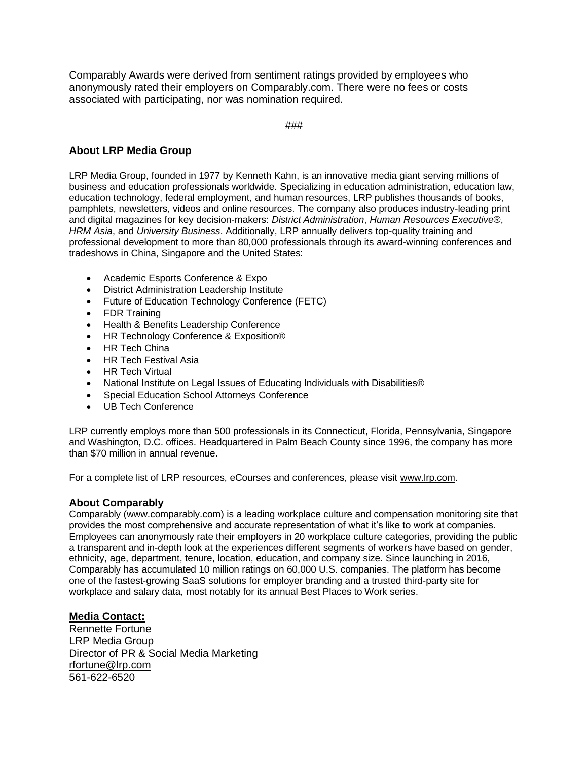Comparably Awards were derived from sentiment ratings provided by employees who anonymously rated their employers on Comparably.com. There were no fees or costs associated with participating, nor was nomination required.

###

## About LRP Media Group

LRP Media Group, founded in 1977 by Kenneth Kahn, is an innovative media giant serving millions of business and education professionals worldwide. Specializing in education administration, education law, education technology, federal employment, and human resources, LRP publishes thousands of books, pamphlets, newsletters, videos and online resources. The company also produces industry-leading print and digital magazines for key decision-makers: *District Administration*, *Human Resources Executive*®, *HRM Asia*, and *University Business*. Additionally, LRP annually delivers top-quality training and professional development to more than 80,000 professionals through its award-winning conferences and tradeshows in China, Singapore and the United States:

- Academic Esports Conference & Expo
- District Administration Leadership Institute
- Future of Education Technology Conference (FETC)
- FDR Training
- Health & Benefits Leadership Conference
- HR Technology Conference & Exposition®
- HR Tech China
- HR Tech Festival Asia
- HR Tech Virtual
- National Institute on Legal Issues of Educating Individuals with Disabilities®
- Special Education School Attorneys Conference
- UB Tech Conference

LRP currently employs more than 500 professionals in its Connecticut, Florida, Pennsylvania, Singapore and Washington, D.C. offices. Headquartered in Palm Beach County since 1996, the company has more than $70 million in annual revenue.

For a complete list of LRP resources, eCourses and conferences, please visit www.lrp.com.

## About Comparably

Comparably (www.comparably.com) is a leading workplace culture and compensation monitoring site that provides the most comprehensive and accurate representation of what it's like to work at companies. Employees can anonymously rate their employers in 20 workplace culture categories, providing the public a transparent and in-depth look at the experiences different segments of workers have based on gender, ethnicity, age, department, tenure, location, education, and company size. Since launching in 2016, Comparably has accumulated 10 million ratings on 60,000 U.S. companies. The platform has become one of the fastest-growing SaaS solutions for employer branding and a trusted third-party site for workplace and salary data, most notably for its annual Best Places to Work series.

**Media Contact:**

Rennette Fortune
LRP Media Group
Director of PR & Social Media Marketing
rfortune@lrp.com
561-622-6520